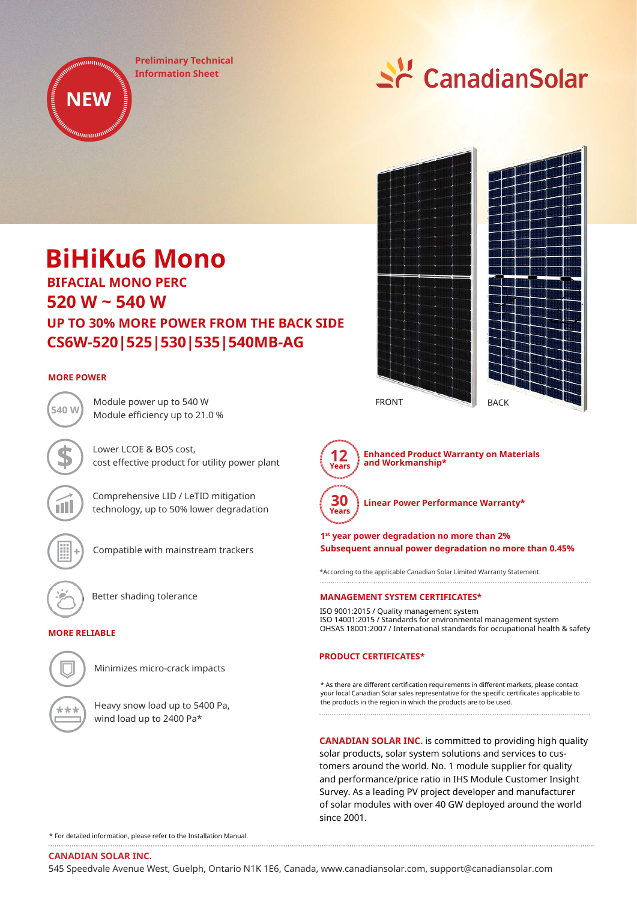NEW

Preliminary Technical Information Sheet

CanadianSolar

# BiHiKu6 Mono

## BIFACIAL MONO PERC

## 520 W ~ 540 W

## UP TO 30% MORE POWER FROM THE BACK SIDE

## CS6W-520|525|530|535|540MB-AG

FRONT BACK

### MORE POWER

540 W — Module power up to 540 W
Module efficiency up to 21.0 %

Lower LCOE & BOS cost, cost effective product for utility power plant

Comprehensive LID / LeTID mitigation technology, up to 50% lower degradation

Compatible with mainstream trackers

Better shading tolerance

### MORE RELIABLE

Minimizes micro-crack impacts

Heavy snow load up to 5400 Pa, wind load up to 2400 Pa*

**12 Years** — **Enhanced Product Warranty on Materials and Workmanship***

**30 Years** — **Linear Power Performance Warranty***

**1st year power degradation no more than 2%**
**Subsequent annual power degradation no more than 0.45%**

*According to the applicable Canadian Solar Limited Warranty Statement.

### MANAGEMENT SYSTEM CERTIFICATES*

ISO 9001:2015 / Quality management system
ISO 14001:2015 / Standards for environmental management system
OHSAS 18001:2007 / International standards for occupational health & safety

### PRODUCT CERTIFICATES*

* As there are different certification requirements in different markets, please contact your local Canadian Solar sales representative for the specific certificates applicable to the products in the region in which the products are to be used.

**CANADIAN SOLAR INC.** is committed to providing high quality solar products, solar system solutions and services to customers around the world. No. 1 module supplier for quality and performance/price ratio in IHS Module Customer Insight Survey. As a leading PV project developer and manufacturer of solar modules with over 40 GW deployed around the world since 2001.

* For detailed information, please refer to the Installation Manual.

**CANADIAN SOLAR INC.**
545 Speedvale Avenue West, Guelph, Ontario N1K 1E6, Canada, www.canadiansolar.com, support@canadiansolar.com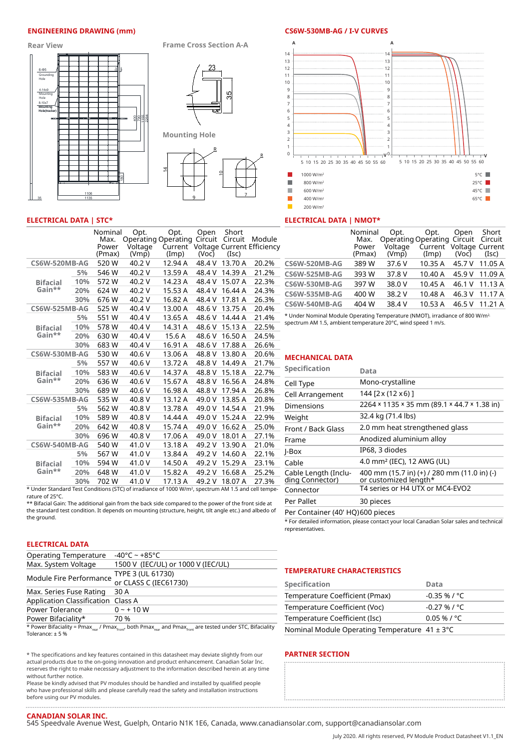## ENGINEERING DRAWING (mm)

Rear View

6-Φ5
Grounding Hole

4-14x9
Mounting Hole

8-10x7
Mounting Hole(tracker)

400
790
1155
2264
180
1106
1135
35

Frame Cross Section A-A

23
35

Mounting Hole

14
9
R
10
7
R

## CS6W-530MB-AG / I-V CURVES

A
14 13 12 11 10 9 8 7 6 5 4 3 2 1 0
5 10 15 20 25 30 35 40 45 50 55 60 V

A
14 13 12 11 10 9 8 7 6 5 4 3 2 1 0
5 10 15 20 25 30 35 40 45 50 55 60 V

1000 W/m²
800 W/m²
600 W/m²
400 W/m²
200 W/m²

5°C
25°C
45°C
65°C

## ELECTRICAL DATA | STC*

| | | Nominal Max. Power (Pmax) | Opt. Operating Voltage (Vmp) | Opt. Operating Current (Imp) | Open Circuit Voltage (Voc) | Short Circuit Current (Isc) | Module Efficiency |
|---|---|---|---|---|---|---|---|
| CS6W-520MB-AG | | 520 W | 40.2 V | 12.94 A | 48.4 V | 13.70 A | 20.2% |
| Bifacial Gain** | 5% | 546 W | 40.2 V | 13.59 A | 48.4 V | 14.39 A | 21.2% |
| | 10% | 572 W | 40.2 V | 14.23 A | 48.4 V | 15.07 A | 22.3% |
| | 20% | 624 W | 40.2 V | 15.53 A | 48.4 V | 16.44 A | 24.3% |
| | 30% | 676 W | 40.2 V | 16.82 A | 48.4 V | 17.81 A | 26.3% |
| CS6W-525MB-AG | | 525 W | 40.4 V | 13.00 A | 48.6 V | 13.75 A | 20.4% |
| Bifacial Gain** | 5% | 551 W | 40.4 V | 13.65 A | 48.6 V | 14.44 A | 21.4% |
| | 10% | 578 W | 40.4 V | 14.31 A | 48.6 V | 15.13 A | 22.5% |
| | 20% | 630 W | 40.4 V | 15.6 A | 48.6 V | 16.50 A | 24.5% |
| | 30% | 683 W | 40.4 V | 16.91 A | 48.6 V | 17.88 A | 26.6% |
| CS6W-530MB-AG | | 530 W | 40.6 V | 13.06 A | 48.8 V | 13.80 A | 20.6% |
| Bifacial Gain** | 5% | 557 W | 40.6 V | 13.72 A | 48.8 V | 14.49 A | 21.7% |
| | 10% | 583 W | 40.6 V | 14.37 A | 48.8 V | 15.18 A | 22.7% |
| | 20% | 636 W | 40.6 V | 15.67 A | 48.8 V | 16.56 A | 24.8% |
| | 30% | 689 W | 40.6 V | 16.98 A | 48.8 V | 17.94 A | 26.8% |
| CS6W-535MB-AG | | 535 W | 40.8 V | 13.12 A | 49.0 V | 13.85 A | 20.8% |
| Bifacial Gain** | 5% | 562 W | 40.8 V | 13.78 A | 49.0 V | 14.54 A | 21.9% |
| | 10% | 589 W | 40.8 V | 14.44 A | 49.0 V | 15.24 A | 22.9% |
| | 20% | 642 W | 40.8 V | 15.74 A | 49.0 V | 16.62 A | 25.0% |
| | 30% | 696 W | 40.8 V | 17.06 A | 49.0 V | 18.01 A | 27.1% |
| CS6W-540MB-AG | | 540 W | 41.0 V | 13.18 A | 49.2 V | 13.90 A | 21.0% |
| Bifacial Gain** | 5% | 567 W | 41.0 V | 13.84 A | 49.2 V | 14.60 A | 22.1% |
| | 10% | 594 W | 41.0 V | 14.50 A | 49.2 V | 15.29 A | 23.1% |
| | 20% | 648 W | 41.0 V | 15.82 A | 49.2 V | 16.68 A | 25.2% |
| | 30% | 702 W | 41.0 V | 17.13 A | 49.2 V | 18.07 A | 27.3% |

* Under Standard Test Conditions (STC) of irradiance of 1000 W/m², spectrum AM 1.5 and cell temperature of 25°C.

** Bifacial Gain: The additional gain from the back side compared to the power of the front side at the standard test condition. It depends on mounting (structure, height, tilt angle etc.) and albedo of the ground.

## ELECTRICAL DATA

| | |
|---|---|
| Operating Temperature | -40°C ~ +85°C |
| Max. System Voltage | 1500 V (IEC/UL) or 1000 V (IEC/UL) |
| Module Fire Performance | TYPE 3 (UL 61730) or CLASS C (IEC61730) |
| Max. Series Fuse Rating | 30 A |
| Application Classification | Class A |
| Power Tolerance | 0 ~ + 10 W |
| Power Bifaciality* | 70 % |

* Power Bifaciality = $Pmax_{rear}$ / $Pmax_{front}$, both $Pmax_{rear}$ and $Pmax_{front}$ are tested under STC, Bifaciality Tolerance: ± 5 %

* The specifications and key features contained in this datasheet may deviate slightly from our actual products due to the on-going innovation and product enhancement. Canadian Solar Inc. reserves the right to make necessary adjustment to the information described herein at any time without further notice.

Please be kindly advised that PV modules should be handled and installed by qualified people who have professional skills and please carefully read the safety and installation instructions before using our PV modules.

## ELECTRICAL DATA | NMOT*

| | Nominal Max. Power (Pmax) | Opt. Operating Voltage (Vmp) | Opt. Operating Current (Imp) | Open Circuit Voltage (Voc) | Short Circuit Current (Isc) |
|---|---|---|---|---|---|
| CS6W-520MB-AG | 389 W | 37.6 V | 10.35 A | 45.7 V | 11.05 A |
| CS6W-525MB-AG | 393 W | 37.8 V | 10.40 A | 45.9 V | 11.09 A |
| CS6W-530MB-AG | 397 W | 38.0 V | 10.45 A | 46.1 V | 11.13 A |
| CS6W-535MB-AG | 400 W | 38.2 V | 10.48 A | 46.3 V | 11.17 A |
| CS6W-540MB-AG | 404 W | 38.4 V | 10.53 A | 46.5 V | 11.21 A |

* Under Nominal Module Operating Temperature (NMOT), irradiance of 800 W/m², spectrum AM 1.5, ambient temperature 20°C, wind speed 1 m/s.

## MECHANICAL DATA

| Specification | Data |
|---|---|
| Cell Type | Mono-crystalline |
| Cell Arrangement | 144 [2 x (12 x 6) ] |
| Dimensions | 2264 × 1135 × 35 mm (89.1 × 44.7 × 1.38 in) |
| Weight | 32.4 kg (71.4 lbs) |
| Front / Back Glass | 2.0 mm heat strengthened glass |
| Frame | Anodized aluminium alloy |
| J-Box | IP68, 3 diodes |
| Cable | 4.0 mm² (IEC), 12 AWG (UL) |
| Cable Length (Including Connector) | 400 mm (15.7 in) (+) / 280 mm (11.0 in) (-) or customized length* |
| Connector | T4 series or H4 UTX or MC4-EVO2 |
| Per Pallet | 30 pieces |
| Per Container (40' HQ) | 600 pieces |

* For detailed information, please contact your local Canadian Solar sales and technical representatives.

## TEMPERATURE CHARACTERISTICS

| Specification | Data |
|---|---|
| Temperature Coefficient (Pmax) | -0.35 % / °C |
| Temperature Coefficient (Voc) | -0.27 % / °C |
| Temperature Coefficient (Isc) | 0.05 % / °C |
| Nominal Module Operating Temperature | 41 ± 3°C |

## PARTNER SECTION

**CANADIAN SOLAR INC.**
545 Speedvale Avenue West, Guelph, Ontario N1K 1E6, Canada, www.canadiansolar.com, support@canadiansolar.com

July 2020. All rights reserved, PV Module Product Datasheet V1.1_EN